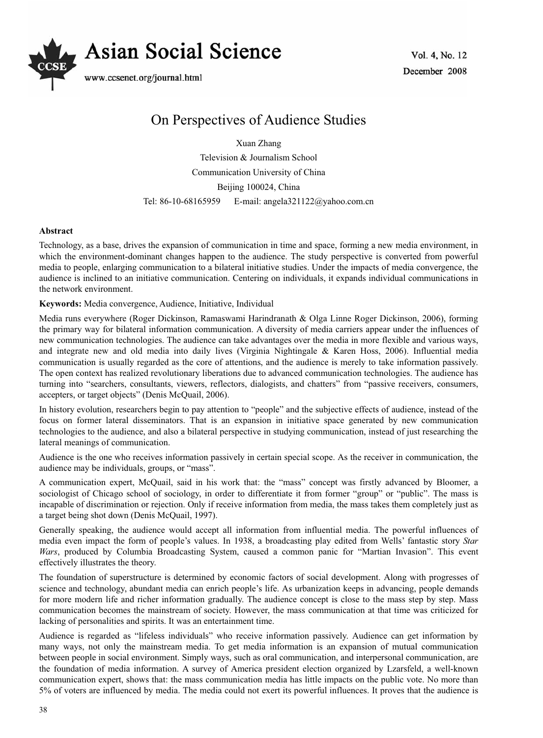// Journal header "Asian Social Science, Vol. 4, No. 12, December 2008" omitted as running metadata.
# On Perspectives of Audience Studies

Xuan Zhang

Television & Journalism School

Communication University of China

Beijing 100024, China

Tel: 86-10-68165959 E-mail: angela321122@yahoo.com.cn

**Abstract**

Technology, as a base, drives the expansion of communication in time and space, forming a new media environment, in which the environment-dominant changes happen to the audience. The study perspective is converted from powerful media to people, enlarging communication to a bilateral initiative studies. Under the impacts of media convergence, the audience is inclined to an initiative communication. Centering on individuals, it expands individual communications in the network environment.

**Keywords:** Media convergence, Audience, Initiative, Individual

Media runs everywhere (Roger Dickinson, Ramaswami Harindranath & Olga Linne Roger Dickinson, 2006), forming the primary way for bilateral information communication. A diversity of media carriers appear under the influences of new communication technologies. The audience can take advantages over the media in more flexible and various ways, and integrate new and old media into daily lives (Virginia Nightingale & Karen Hoss, 2006). Influential media communication is usually regarded as the core of attentions, and the audience is merely to take information passively. The open context has realized revolutionary liberations due to advanced communication technologies. The audience has turning into "searchers, consultants, viewers, reflectors, dialogists, and chatters" from "passive receivers, consumers, accepters, or target objects" (Denis McQuail, 2006).

In history evolution, researchers begin to pay attention to "people" and the subjective effects of audience, instead of the focus on former lateral disseminators. That is an expansion in initiative space generated by new communication technologies to the audience, and also a bilateral perspective in studying communication, instead of just researching the lateral meanings of communication.

Audience is the one who receives information passively in certain special scope. As the receiver in communication, the audience may be individuals, groups, or "mass".

A communication expert, McQuail, said in his work that: the "mass" concept was firstly advanced by Bloomer, a sociologist of Chicago school of sociology, in order to differentiate it from former "group" or "public". The mass is incapable of discrimination or rejection. Only if receive information from media, the mass takes them completely just as a target being shot down (Denis McQuail, 1997).

Generally speaking, the audience would accept all information from influential media. The powerful influences of media even impact the form of people's values. In 1938, a broadcasting play edited from Wells' fantastic story *Star Wars*, produced by Columbia Broadcasting System, caused a common panic for "Martian Invasion". This event effectively illustrates the theory.

The foundation of superstructure is determined by economic factors of social development. Along with progresses of science and technology, abundant media can enrich people's life. As urbanization keeps in advancing, people demands for more modern life and richer information gradually. The audience concept is close to the mass step by step. Mass communication becomes the mainstream of society. However, the mass communication at that time was criticized for lacking of personalities and spirits. It was an entertainment time.

Audience is regarded as "lifeless individuals" who receive information passively. Audience can get information by many ways, not only the mainstream media. To get media information is an expansion of mutual communication between people in social environment. Simply ways, such as oral communication, and interpersonal communication, are the foundation of media information. A survey of America president election organized by Lzarsfeld, a well-known communication expert, shows that: the mass communication media has little impacts on the public vote. No more than 5% of voters are influenced by media. The media could not exert its powerful influences. It proves that the audience is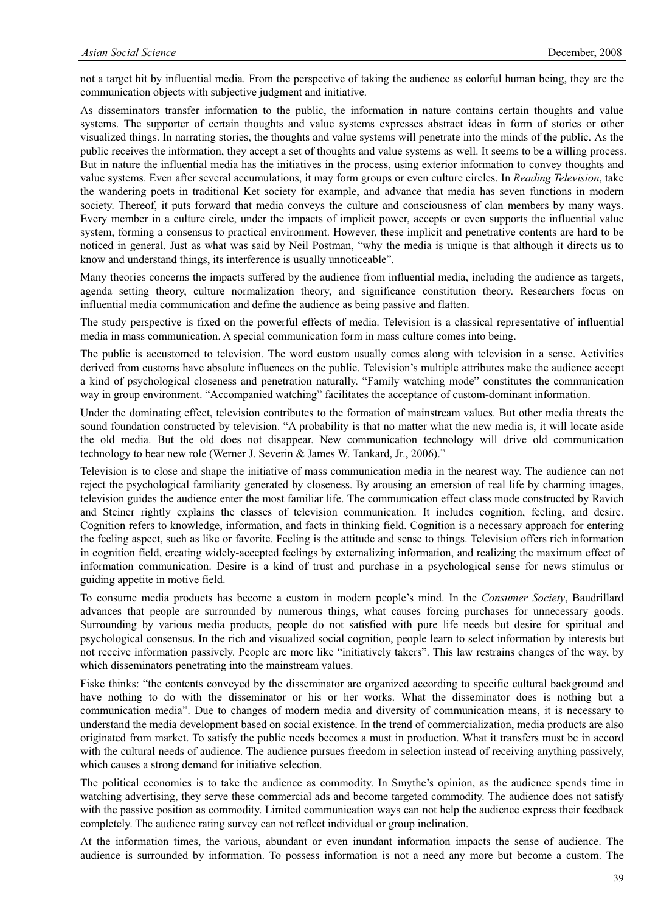not a target hit by influential media. From the perspective of taking the audience as colorful human being, they are the communication objects with subjective judgment and initiative.

As disseminators transfer information to the public, the information in nature contains certain thoughts and value systems. The supporter of certain thoughts and value systems expresses abstract ideas in form of stories or other visualized things. In narrating stories, the thoughts and value systems will penetrate into the minds of the public. As the public receives the information, they accept a set of thoughts and value systems as well. It seems to be a willing process. But in nature the influential media has the initiatives in the process, using exterior information to convey thoughts and value systems. Even after several accumulations, it may form groups or even culture circles. In *Reading Television*, take the wandering poets in traditional Ket society for example, and advance that media has seven functions in modern society. Thereof, it puts forward that media conveys the culture and consciousness of clan members by many ways. Every member in a culture circle, under the impacts of implicit power, accepts or even supports the influential value system, forming a consensus to practical environment. However, these implicit and penetrative contents are hard to be noticed in general. Just as what was said by Neil Postman, "why the media is unique is that although it directs us to know and understand things, its interference is usually unnoticeable".

Many theories concerns the impacts suffered by the audience from influential media, including the audience as targets, agenda setting theory, culture normalization theory, and significance constitution theory. Researchers focus on influential media communication and define the audience as being passive and flatten.

The study perspective is fixed on the powerful effects of media. Television is a classical representative of influential media in mass communication. A special communication form in mass culture comes into being.

The public is accustomed to television. The word custom usually comes along with television in a sense. Activities derived from customs have absolute influences on the public. Television's multiple attributes make the audience accept a kind of psychological closeness and penetration naturally. "Family watching mode" constitutes the communication way in group environment. "Accompanied watching" facilitates the acceptance of custom-dominant information.

Under the dominating effect, television contributes to the formation of mainstream values. But other media threats the sound foundation constructed by television. "A probability is that no matter what the new media is, it will locate aside the old media. But the old does not disappear. New communication technology will drive old communication technology to bear new role (Werner J. Severin & James W. Tankard, Jr., 2006)."

Television is to close and shape the initiative of mass communication media in the nearest way. The audience can not reject the psychological familiarity generated by closeness. By arousing an emersion of real life by charming images, television guides the audience enter the most familiar life. The communication effect class mode constructed by Ravich and Steiner rightly explains the classes of television communication. It includes cognition, feeling, and desire. Cognition refers to knowledge, information, and facts in thinking field. Cognition is a necessary approach for entering the feeling aspect, such as like or favorite. Feeling is the attitude and sense to things. Television offers rich information in cognition field, creating widely-accepted feelings by externalizing information, and realizing the maximum effect of information communication. Desire is a kind of trust and purchase in a psychological sense for news stimulus or guiding appetite in motive field.

To consume media products has become a custom in modern people's mind. In the *Consumer Society*, Baudrillard advances that people are surrounded by numerous things, what causes forcing purchases for unnecessary goods. Surrounding by various media products, people do not satisfied with pure life needs but desire for spiritual and psychological consensus. In the rich and visualized social cognition, people learn to select information by interests but not receive information passively. People are more like "initiatively takers". This law restrains changes of the way, by which disseminators penetrating into the mainstream values.

Fiske thinks: "the contents conveyed by the disseminator are organized according to specific cultural background and have nothing to do with the disseminator or his or her works. What the disseminator does is nothing but a communication media". Due to changes of modern media and diversity of communication means, it is necessary to understand the media development based on social existence. In the trend of commercialization, media products are also originated from market. To satisfy the public needs becomes a must in production. What it transfers must be in accord with the cultural needs of audience. The audience pursues freedom in selection instead of receiving anything passively, which causes a strong demand for initiative selection.

The political economics is to take the audience as commodity. In Smythe's opinion, as the audience spends time in watching advertising, they serve these commercial ads and become targeted commodity. The audience does not satisfy with the passive position as commodity. Limited communication ways can not help the audience express their feedback completely. The audience rating survey can not reflect individual or group inclination.

At the information times, the various, abundant or even inundant information impacts the sense of audience. The audience is surrounded by information. To possess information is not a need any more but become a custom. The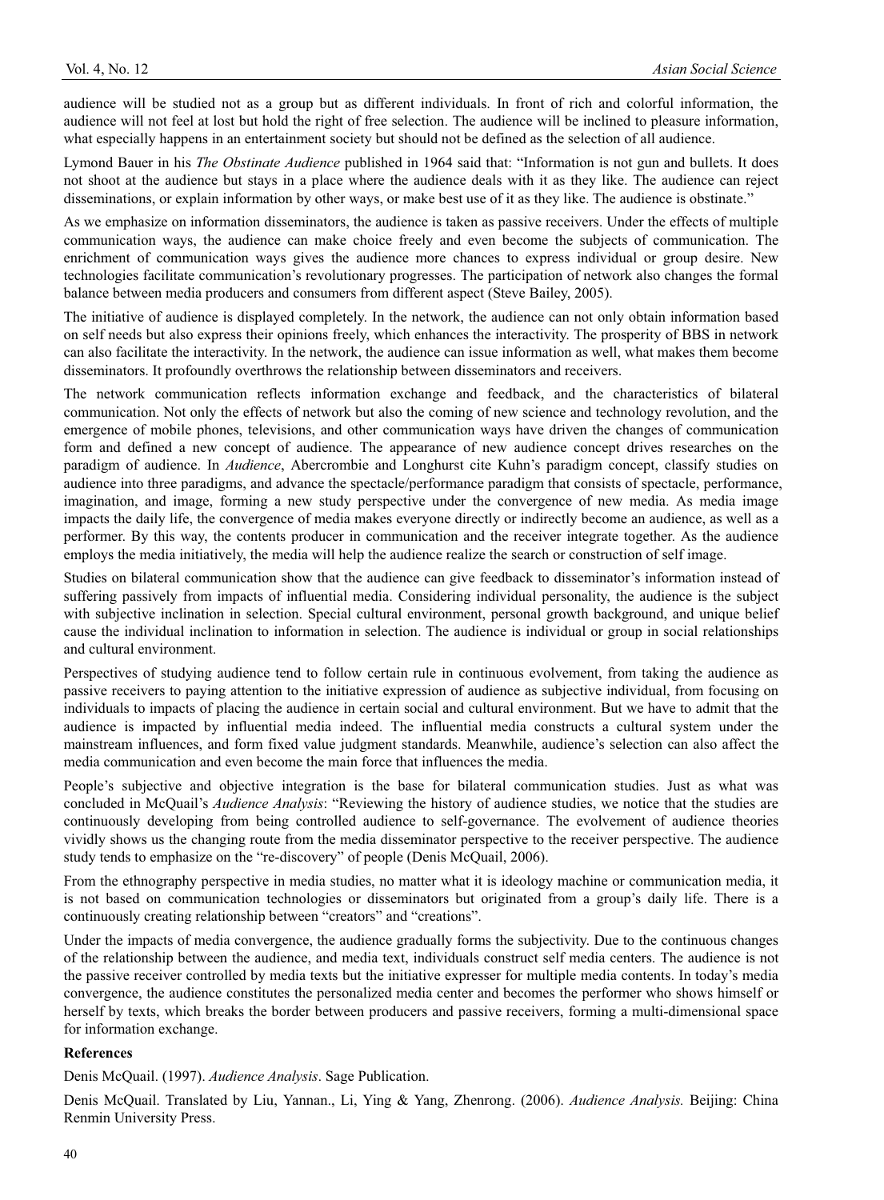audience will be studied not as a group but as different individuals. In front of rich and colorful information, the audience will not feel at lost but hold the right of free selection. The audience will be inclined to pleasure information, what especially happens in an entertainment society but should not be defined as the selection of all audience.

Lymond Bauer in his *The Obstinate Audience* published in 1964 said that: "Information is not gun and bullets. It does not shoot at the audience but stays in a place where the audience deals with it as they like. The audience can reject disseminations, or explain information by other ways, or make best use of it as they like. The audience is obstinate."

As we emphasize on information disseminators, the audience is taken as passive receivers. Under the effects of multiple communication ways, the audience can make choice freely and even become the subjects of communication. The enrichment of communication ways gives the audience more chances to express individual or group desire. New technologies facilitate communication's revolutionary progresses. The participation of network also changes the formal balance between media producers and consumers from different aspect (Steve Bailey, 2005).

The initiative of audience is displayed completely. In the network, the audience can not only obtain information based on self needs but also express their opinions freely, which enhances the interactivity. The prosperity of BBS in network can also facilitate the interactivity. In the network, the audience can issue information as well, what makes them become disseminators. It profoundly overthrows the relationship between disseminators and receivers.

The network communication reflects information exchange and feedback, and the characteristics of bilateral communication. Not only the effects of network but also the coming of new science and technology revolution, and the emergence of mobile phones, televisions, and other communication ways have driven the changes of communication form and defined a new concept of audience. The appearance of new audience concept drives researches on the paradigm of audience. In *Audience*, Abercrombie and Longhurst cite Kuhn's paradigm concept, classify studies on audience into three paradigms, and advance the spectacle/performance paradigm that consists of spectacle, performance, imagination, and image, forming a new study perspective under the convergence of new media. As media image impacts the daily life, the convergence of media makes everyone directly or indirectly become an audience, as well as a performer. By this way, the contents producer in communication and the receiver integrate together. As the audience employs the media initiatively, the media will help the audience realize the search or construction of self image.

Studies on bilateral communication show that the audience can give feedback to disseminator's information instead of suffering passively from impacts of influential media. Considering individual personality, the audience is the subject with subjective inclination in selection. Special cultural environment, personal growth background, and unique belief cause the individual inclination to information in selection. The audience is individual or group in social relationships and cultural environment.

Perspectives of studying audience tend to follow certain rule in continuous evolvement, from taking the audience as passive receivers to paying attention to the initiative expression of audience as subjective individual, from focusing on individuals to impacts of placing the audience in certain social and cultural environment. But we have to admit that the audience is impacted by influential media indeed. The influential media constructs a cultural system under the mainstream influences, and form fixed value judgment standards. Meanwhile, audience's selection can also affect the media communication and even become the main force that influences the media.

People's subjective and objective integration is the base for bilateral communication studies. Just as what was concluded in McQuail's *Audience Analysis*: "Reviewing the history of audience studies, we notice that the studies are continuously developing from being controlled audience to self-governance. The evolvement of audience theories vividly shows us the changing route from the media disseminator perspective to the receiver perspective. The audience study tends to emphasize on the "re-discovery" of people (Denis McQuail, 2006).

From the ethnography perspective in media studies, no matter what it is ideology machine or communication media, it is not based on communication technologies or disseminators but originated from a group's daily life. There is a continuously creating relationship between "creators" and "creations".

Under the impacts of media convergence, the audience gradually forms the subjectivity. Due to the continuous changes of the relationship between the audience, and media text, individuals construct self media centers. The audience is not the passive receiver controlled by media texts but the initiative expresser for multiple media contents. In today's media convergence, the audience constitutes the personalized media center and becomes the performer who shows himself or herself by texts, which breaks the border between producers and passive receivers, forming a multi-dimensional space for information exchange.

**References**

Denis McQuail. (1997). *Audience Analysis*. Sage Publication.

Denis McQuail. Translated by Liu, Yannan., Li, Ying & Yang, Zhenrong. (2006). *Audience Analysis.* Beijing: China Renmin University Press.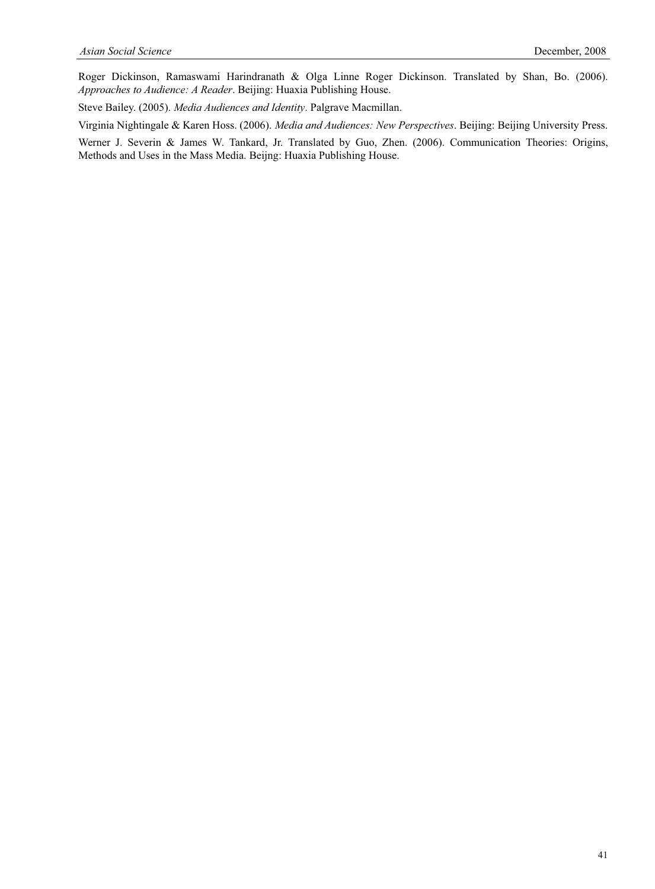Roger Dickinson, Ramaswami Harindranath & Olga Linne Roger Dickinson. Translated by Shan, Bo. (2006). *Approaches to Audience: A Reader*. Beijing: Huaxia Publishing House.

Steve Bailey. (2005). *Media Audiences and Identity*. Palgrave Macmillan.

Virginia Nightingale & Karen Hoss. (2006). *Media and Audiences: New Perspectives*. Beijing: Beijing University Press.

Werner J. Severin & James W. Tankard, Jr. Translated by Guo, Zhen. (2006). Communication Theories: Origins, Methods and Uses in the Mass Media. Beijng: Huaxia Publishing House.